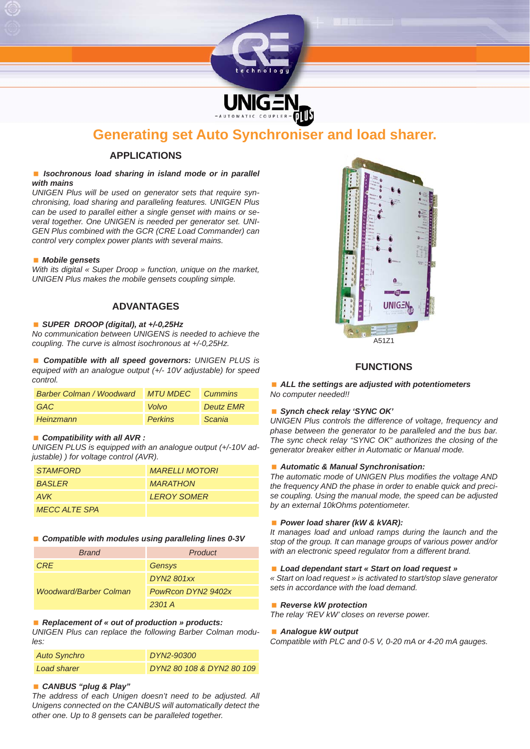# Generating set Auto Synchroniser and load sharer.

## APPLICATIONS

■ ***Isochronous load sharing in island mode or in parallel with mains***
*UNIGEN Plus will be used on generator sets that require synchronising, load sharing and paralleling features. UNIGEN Plus can be used to parallel either a single genset with mains or several together. One UNIGEN is needed per generator set. UNIGEN Plus combined with the GCR (CRE Load Commander) can control very complex power plants with several mains.*

■ ***Mobile gensets***
*With its digital « Super Droop » function, unique on the market, UNIGEN Plus makes the mobile gensets coupling simple.*

## ADVANTAGES

■ ***SUPER DROOP (digital), at +/-0,25Hz***
*No communication between UNIGENS is needed to achieve the coupling. The curve is almost isochronous at +/-0,25Hz.*

■ ***Compatible with all speed governors:*** *UNIGEN PLUS is equiped with an analogue output (+/- 10V adjustable) for speed control.*

| Barber Colman / Woodward | MTU MDEC | Cummins |
|---|---|---|
| GAC | Volvo | Deutz EMR |
| Heinzmann | Perkins | Scania |

■ ***Compatibility with all AVR :***
*UNIGEN PLUS is equipped with an analogue output (+/-10V adjustable) ) for voltage control (AVR).*

| STAMFORD | MARELLI MOTORI |
|---|---|
| BASLER | MARATHON |
| AVK | LEROY SOMER |
| MECC ALTE SPA | |

■ ***Compatible with modules using paralleling lines 0-3V***

| Brand | Product |
|---|---|
| CRE | Gensys |
| Woodward/Barber Colman | DYN2 801xx |
| | PowRcon DYN2 9402x |
| | 2301 A |

■ ***Replacement of « out of production » products:***
*UNIGEN Plus can replace the following Barber Colman modules:*

| Auto Synchro | DYN2-90300 |
|---|---|
| Load sharer | DYN2 80 108 & DYN2 80 109 |

■ ***CANBUS "plug & Play"***
*The address of each Unigen doesn't need to be adjusted. All Unigens connected on the CANBUS will automatically detect the other one. Up to 8 gensets can be paralleled together.*

A51Z1

## FUNCTIONS

■ ***ALL the settings are adjusted with potentiometers***
*No computer needed!!*

■ ***Synch check relay 'SYNC OK'***
*UNIGEN Plus controls the difference of voltage, frequency and phase between the generator to be paralleled and the bus bar. The sync check relay "SYNC OK" authorizes the closing of the generator breaker either in Automatic or Manual mode.*

■ ***Automatic & Manual Synchronisation:***
*The automatic mode of UNIGEN Plus modifies the voltage AND the frequency AND the phase in order to enable quick and precise coupling. Using the manual mode, the speed can be adjusted by an external 10kOhms potentiometer.*

■ ***Power load sharer (kW & kVAR):***
*It manages load and unload ramps during the launch and the stop of the group. It can manage groups of various power and/or with an electronic speed regulator from a different brand.*

■ ***Load dependant start « Start on load request »***
*« Start on load request » is activated to start/stop slave generator sets in accordance with the load demand.*

■ ***Reverse kW protection***
*The relay 'REV kW' closes on reverse power.*

■ ***Analogue kW output***
*Compatible with PLC and 0-5 V, 0-20 mA or 4-20 mA gauges.*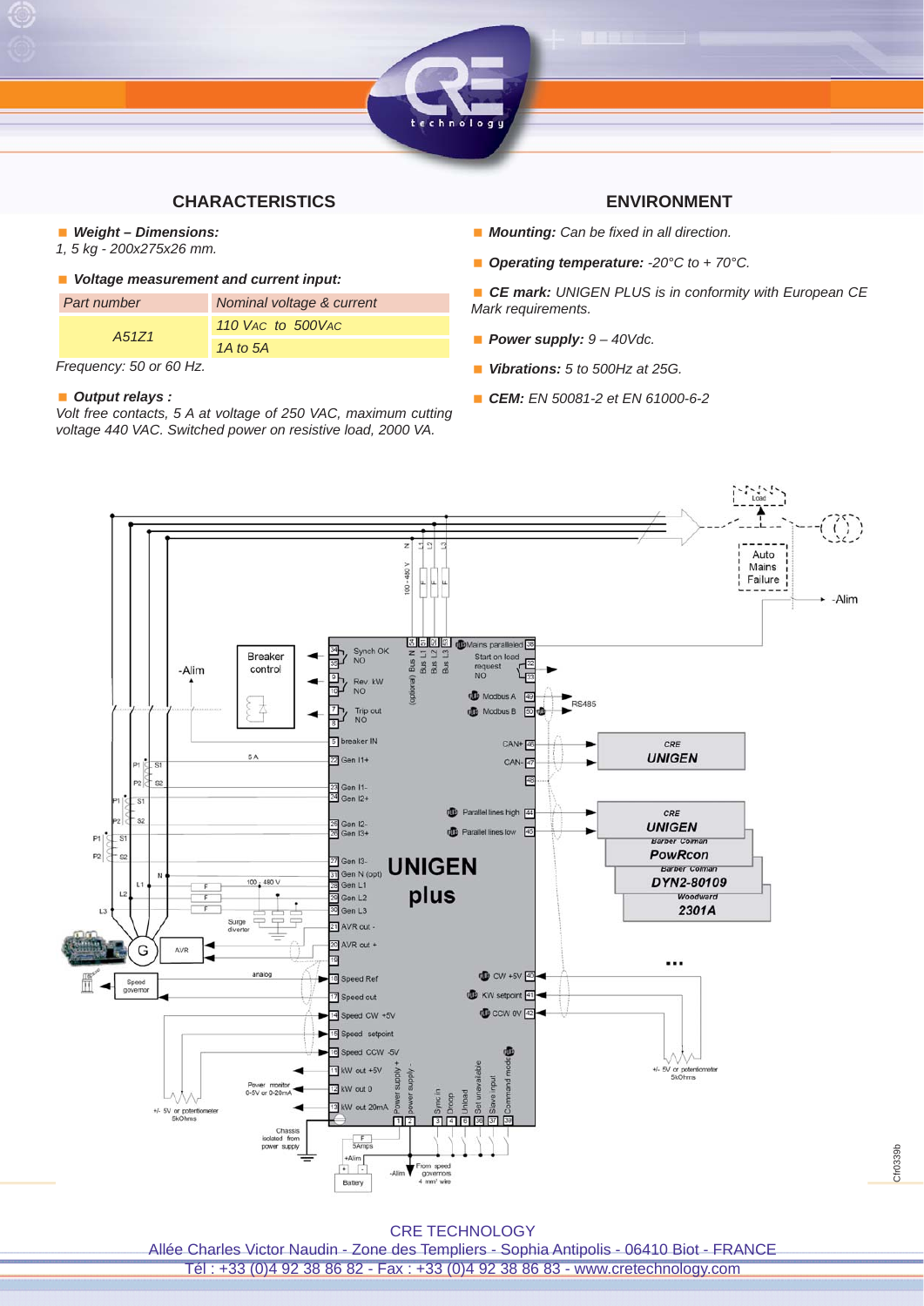## CHARACTERISTICS

■ ***Weight – Dimensions:***
*1, 5 kg - 200x275x26 mm.*

■ ***Voltage measurement and current input:***

| *Part number* | *Nominal voltage & current* |
|---|---|
| *A51Z1* | *110 VAC to 500VAC* |
| | *1A to 5A* |

*Frequency: 50 or 60 Hz.*

■ ***Output relays :***
*Volt free contacts, 5 A at voltage of 250 VAC, maximum cutting voltage 440 VAC. Switched power on resistive load, 2000 VA.*

## ENVIRONMENT

■ ***Mounting:*** *Can be fixed in all direction.*

■ ***Operating temperature:*** *-20°C to + 70°C.*

■ ***CE mark:*** *UNIGEN PLUS is in conformity with European CE Mark requirements.*

■ ***Power supply:*** *9 – 40Vdc.*

■ ***Vibrations:*** *5 to 500Hz at 25G.*

■ ***CEM:*** *EN 50081-2 et EN 61000-6-2*

Load
Auto Mains Failure
-Alim
N L1 L2 L3
100 - 480 V
F F F
Breaker control
-Alim
34 Synch OK NO
35
9 Rev. kW NO
10
7 Trip out NO
8
5 breaker IN
22 Gen I1+
23 Gen I1-
24 Gen I2+
25 Gen I2-
26 Gen I3+
27 Gen I3-
31 Gen N (opt)
28 Gen L1
29 Gen L2
30 Gen L3
21 AVR out -
20 AVR out +
19
18 Speed Ref
17 Speed out
14 Speed CW +5V
15 Speed setpoint
16 Speed CCW -5V
11 kW out +5V
12 kW out 0
13 kW out 20mA
(optional) Bus N 54, Bus L1 53, Bus L2 52, Bus L3 51
Mains paralleled 39
Start on load request NO 32, 33
Modbus A 49
Modbus B 50
RS485
CAN+ 46
CAN- 47
48
Parallel lines high 44
Parallel lines low 45
CW +5V 40
KW setpoint 41
CCW 0V 42
UNIGEN plus
Power supply + 1
power supply - 2
Sync in 3
Droop 4
Unload 6
Set unavailable 36
Slave input 37
Command mode 38
CRE UNIGEN
CRE UNIGEN
Barber Colman PowRcon
Barber Colman DYN2-80109
Woodward 2301A
...
+/- 5V or potentiometer 5kOhms
5 A
100 - 480 V
Surge diverter
G
AVR
Speed governor
analog
Power monitor 0-5V or 0-20mA
+/- 5V or potentiometer 5kOhms
Chassis isolated from power supply
F 5Amps
+Alim
Battery
-Alim
From speed governors 4 mm² wire
P1 S1 P2 S2
Cf0339b

CRE TECHNOLOGY
Allée Charles Victor Naudin - Zone des Templiers - Sophia Antipolis - 06410 Biot - FRANCE
Tél : +33 (0)4 92 38 86 82 - Fax : +33 (0)4 92 38 86 83 - www.cretechnology.com